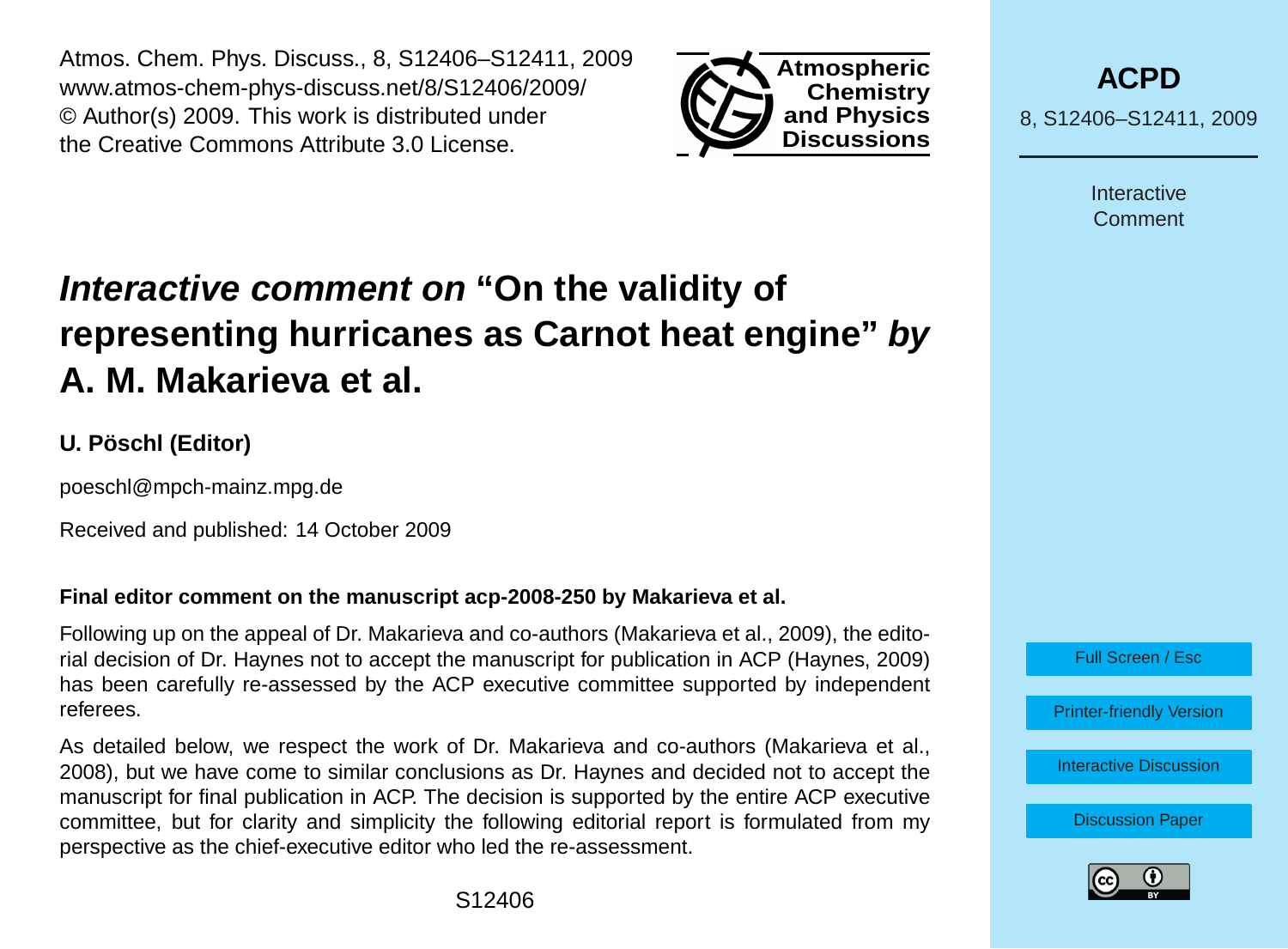# *Interactive comment on* "On the validity of representing hurricanes as Carnot heat engine" *by* A. M. Makarieva et al.

**U. Pöschl (Editor)**

poeschl@mpch-mainz.mpg.de

Received and published: 14 October 2009

**Final editor comment on the manuscript acp-2008-250 by Makarieva et al.**

Following up on the appeal of Dr. Makarieva and co-authors (Makarieva et al., 2009), the editorial decision of Dr. Haynes not to accept the manuscript for publication in ACP (Haynes, 2009) has been carefully re-assessed by the ACP executive committee supported by independent referees.

As detailed below, we respect the work of Dr. Makarieva and co-authors (Makarieva et al., 2008), but we have come to similar conclusions as Dr. Haynes and decided not to accept the manuscript for final publication in ACP. The decision is supported by the entire ACP executive committee, but for clarity and simplicity the following editorial report is formulated from my perspective as the chief-executive editor who led the re-assessment.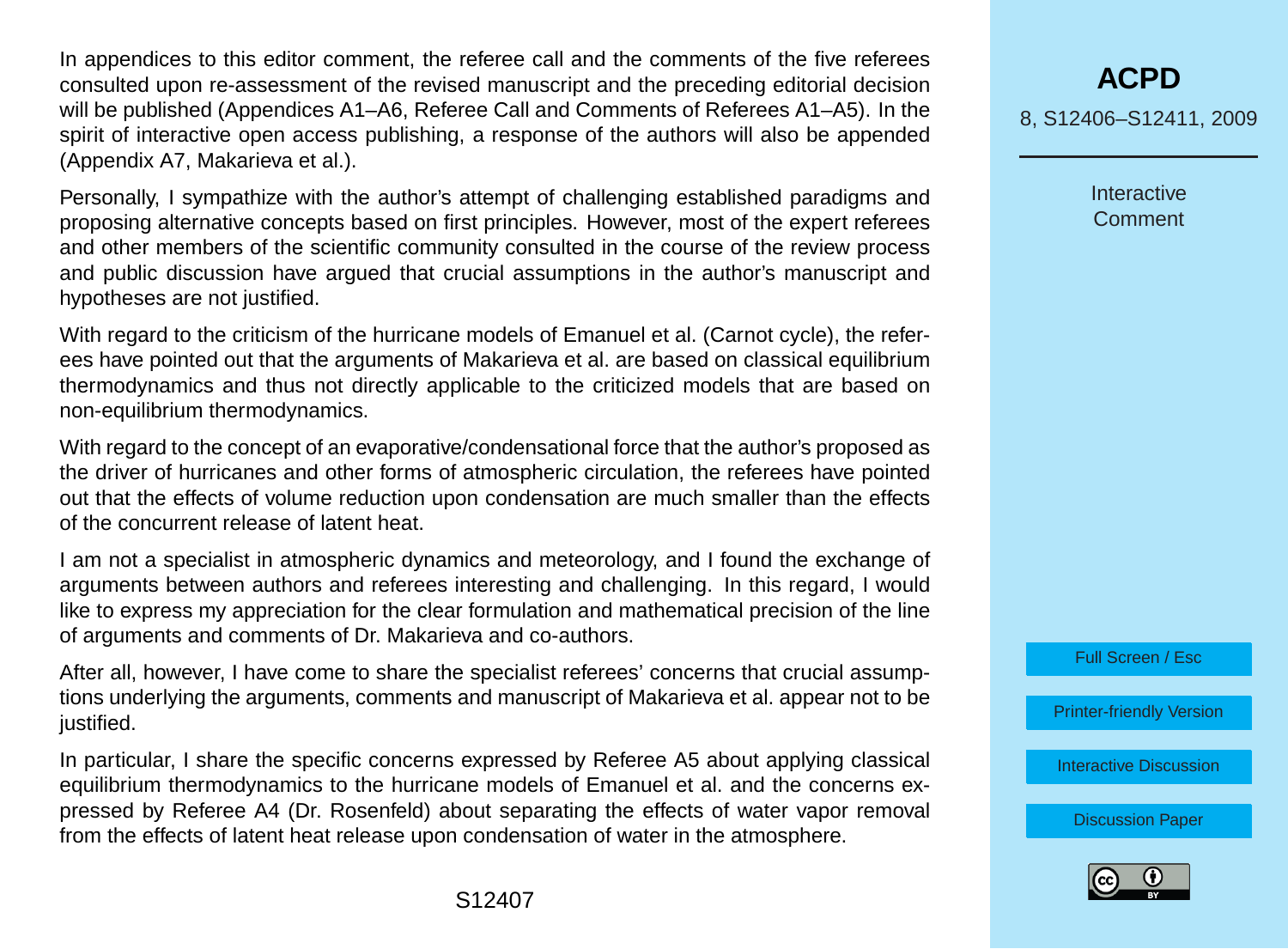In appendices to this editor comment, the referee call and the comments of the five referees consulted upon re-assessment of the revised manuscript and the preceding editorial decision will be published (Appendices A1–A6, Referee Call and Comments of Referees A1–A5). In the spirit of interactive open access publishing, a response of the authors will also be appended (Appendix A7, Makarieva et al.).

Personally, I sympathize with the author's attempt of challenging established paradigms and proposing alternative concepts based on first principles. However, most of the expert referees and other members of the scientific community consulted in the course of the review process and public discussion have argued that crucial assumptions in the author's manuscript and hypotheses are not justified.

With regard to the criticism of the hurricane models of Emanuel et al. (Carnot cycle), the referees have pointed out that the arguments of Makarieva et al. are based on classical equilibrium thermodynamics and thus not directly applicable to the criticized models that are based on non-equilibrium thermodynamics.

With regard to the concept of an evaporative/condensational force that the author's proposed as the driver of hurricanes and other forms of atmospheric circulation, the referees have pointed out that the effects of volume reduction upon condensation are much smaller than the effects of the concurrent release of latent heat.

I am not a specialist in atmospheric dynamics and meteorology, and I found the exchange of arguments between authors and referees interesting and challenging. In this regard, I would like to express my appreciation for the clear formulation and mathematical precision of the line of arguments and comments of Dr. Makarieva and co-authors.

After all, however, I have come to share the specialist referees' concerns that crucial assumptions underlying the arguments, comments and manuscript of Makarieva et al. appear not to be justified.

In particular, I share the specific concerns expressed by Referee A5 about applying classical equilibrium thermodynamics to the hurricane models of Emanuel et al. and the concerns expressed by Referee A4 (Dr. Rosenfeld) about separating the effects of water vapor removal from the effects of latent heat release upon condensation of water in the atmosphere.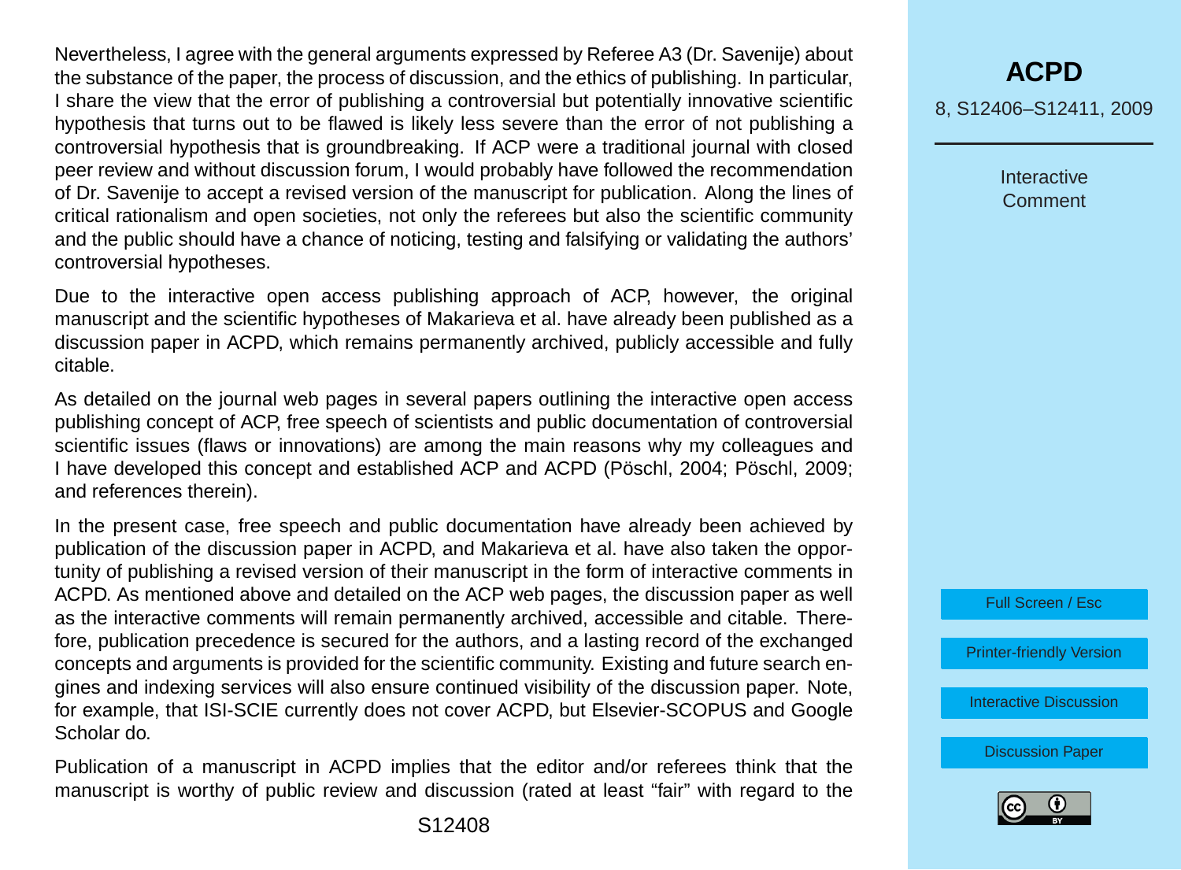Nevertheless, I agree with the general arguments expressed by Referee A3 (Dr. Savenije) about the substance of the paper, the process of discussion, and the ethics of publishing. In particular, I share the view that the error of publishing a controversial but potentially innovative scientific hypothesis that turns out to be flawed is likely less severe than the error of not publishing a controversial hypothesis that is groundbreaking. If ACP were a traditional journal with closed peer review and without discussion forum, I would probably have followed the recommendation of Dr. Savenije to accept a revised version of the manuscript for publication. Along the lines of critical rationalism and open societies, not only the referees but also the scientific community and the public should have a chance of noticing, testing and falsifying or validating the authors' controversial hypotheses.

Due to the interactive open access publishing approach of ACP, however, the original manuscript and the scientific hypotheses of Makarieva et al. have already been published as a discussion paper in ACPD, which remains permanently archived, publicly accessible and fully citable.

As detailed on the journal web pages in several papers outlining the interactive open access publishing concept of ACP, free speech of scientists and public documentation of controversial scientific issues (flaws or innovations) are among the main reasons why my colleagues and I have developed this concept and established ACP and ACPD (Pöschl, 2004; Pöschl, 2009; and references therein).

In the present case, free speech and public documentation have already been achieved by publication of the discussion paper in ACPD, and Makarieva et al. have also taken the opportunity of publishing a revised version of their manuscript in the form of interactive comments in ACPD. As mentioned above and detailed on the ACP web pages, the discussion paper as well as the interactive comments will remain permanently archived, accessible and citable. Therefore, publication precedence is secured for the authors, and a lasting record of the exchanged concepts and arguments is provided for the scientific community. Existing and future search engines and indexing services will also ensure continued visibility of the discussion paper. Note, for example, that ISI-SCIE currently does not cover ACPD, but Elsevier-SCOPUS and Google Scholar do.

Publication of a manuscript in ACPD implies that the editor and/or referees think that the manuscript is worthy of public review and discussion (rated at least "fair" with regard to the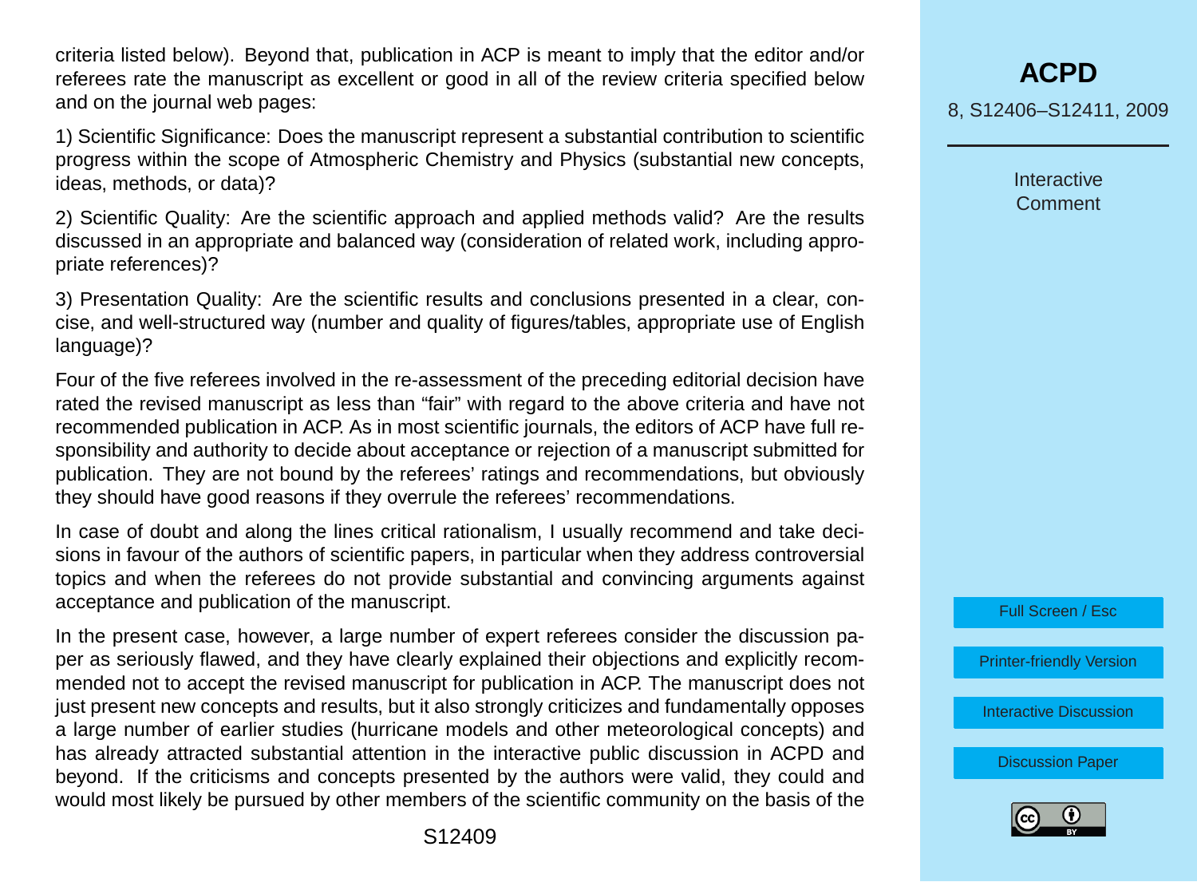criteria listed below). Beyond that, publication in ACP is meant to imply that the editor and/or referees rate the manuscript as excellent or good in all of the review criteria specified below and on the journal web pages:

1) Scientific Significance: Does the manuscript represent a substantial contribution to scientific progress within the scope of Atmospheric Chemistry and Physics (substantial new concepts, ideas, methods, or data)?

2) Scientific Quality: Are the scientific approach and applied methods valid? Are the results discussed in an appropriate and balanced way (consideration of related work, including appropriate references)?

3) Presentation Quality: Are the scientific results and conclusions presented in a clear, concise, and well-structured way (number and quality of figures/tables, appropriate use of English language)?

Four of the five referees involved in the re-assessment of the preceding editorial decision have rated the revised manuscript as less than "fair" with regard to the above criteria and have not recommended publication in ACP. As in most scientific journals, the editors of ACP have full responsibility and authority to decide about acceptance or rejection of a manuscript submitted for publication. They are not bound by the referees' ratings and recommendations, but obviously they should have good reasons if they overrule the referees' recommendations.

In case of doubt and along the lines critical rationalism, I usually recommend and take decisions in favour of the authors of scientific papers, in particular when they address controversial topics and when the referees do not provide substantial and convincing arguments against acceptance and publication of the manuscript.

In the present case, however, a large number of expert referees consider the discussion paper as seriously flawed, and they have clearly explained their objections and explicitly recommended not to accept the revised manuscript for publication in ACP. The manuscript does not just present new concepts and results, but it also strongly criticizes and fundamentally opposes a large number of earlier studies (hurricane models and other meteorological concepts) and has already attracted substantial attention in the interactive public discussion in ACPD and beyond. If the criticisms and concepts presented by the authors were valid, they could and would most likely be pursued by other members of the scientific community on the basis of the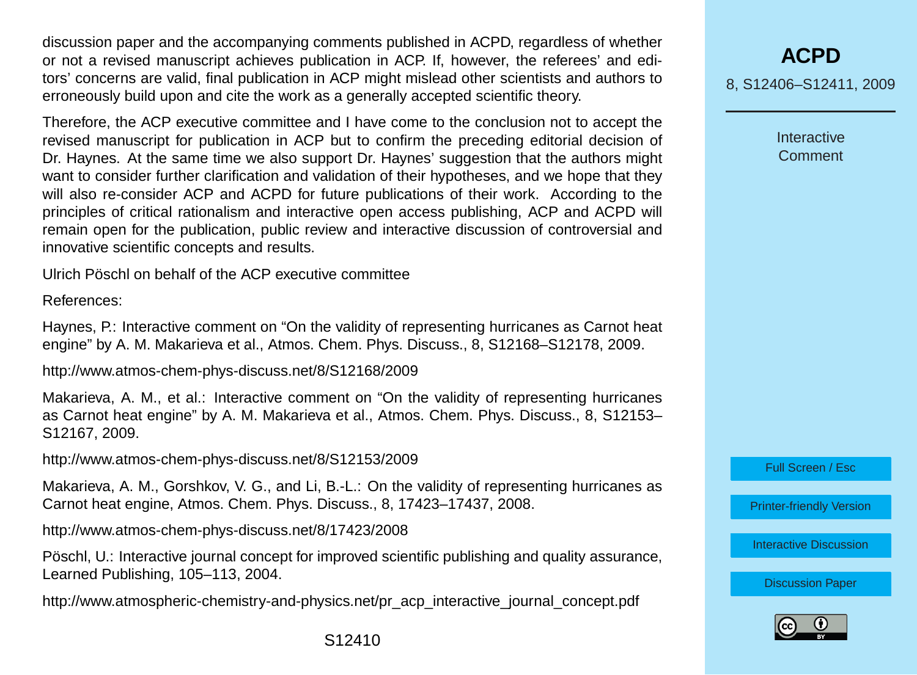discussion paper and the accompanying comments published in ACPD, regardless of whether or not a revised manuscript achieves publication in ACP. If, however, the referees' and editors' concerns are valid, final publication in ACP might mislead other scientists and authors to erroneously build upon and cite the work as a generally accepted scientific theory.

Therefore, the ACP executive committee and I have come to the conclusion not to accept the revised manuscript for publication in ACP but to confirm the preceding editorial decision of Dr. Haynes. At the same time we also support Dr. Haynes' suggestion that the authors might want to consider further clarification and validation of their hypotheses, and we hope that they will also re-consider ACP and ACPD for future publications of their work. According to the principles of critical rationalism and interactive open access publishing, ACP and ACPD will remain open for the publication, public review and interactive discussion of controversial and innovative scientific concepts and results.

Ulrich Pöschl on behalf of the ACP executive committee

References:

Haynes, P.: Interactive comment on "On the validity of representing hurricanes as Carnot heat engine" by A. M. Makarieva et al., Atmos. Chem. Phys. Discuss., 8, S12168–S12178, 2009.

http://www.atmos-chem-phys-discuss.net/8/S12168/2009

Makarieva, A. M., et al.: Interactive comment on "On the validity of representing hurricanes as Carnot heat engine" by A. M. Makarieva et al., Atmos. Chem. Phys. Discuss., 8, S12153–S12167, 2009.

http://www.atmos-chem-phys-discuss.net/8/S12153/2009

Makarieva, A. M., Gorshkov, V. G., and Li, B.-L.: On the validity of representing hurricanes as Carnot heat engine, Atmos. Chem. Phys. Discuss., 8, 17423–17437, 2008.

http://www.atmos-chem-phys-discuss.net/8/17423/2008

Pöschl, U.: Interactive journal concept for improved scientific publishing and quality assurance, Learned Publishing, 105–113, 2004.

http://www.atmospheric-chemistry-and-physics.net/pr_acp_interactive_journal_concept.pdf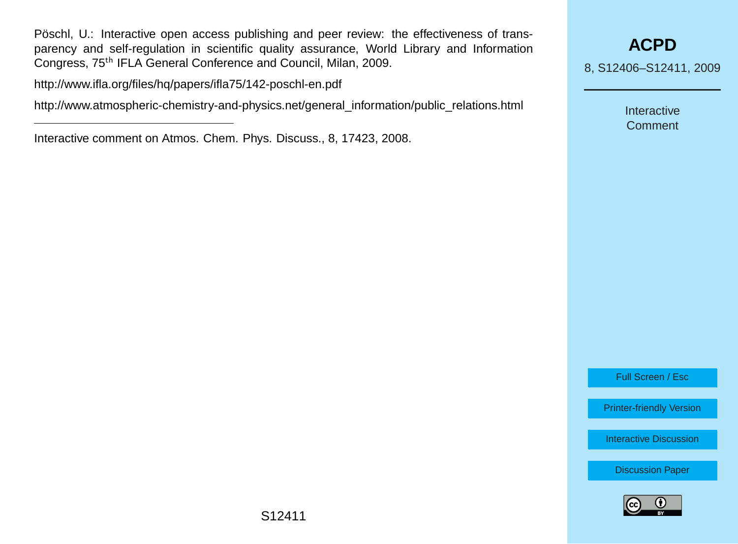Pöschl, U.: Interactive open access publishing and peer review: the effectiveness of transparency and self-regulation in scientific quality assurance, World Library and Information Congress, 75$^{th}$ IFLA General Conference and Council, Milan, 2009.

http://www.ifla.org/files/hq/papers/ifla75/142-poschl-en.pdf

http://www.atmospheric-chemistry-and-physics.net/general_information/public_relations.html

---

Interactive comment on Atmos. Chem. Phys. Discuss., 8, 17423, 2008.